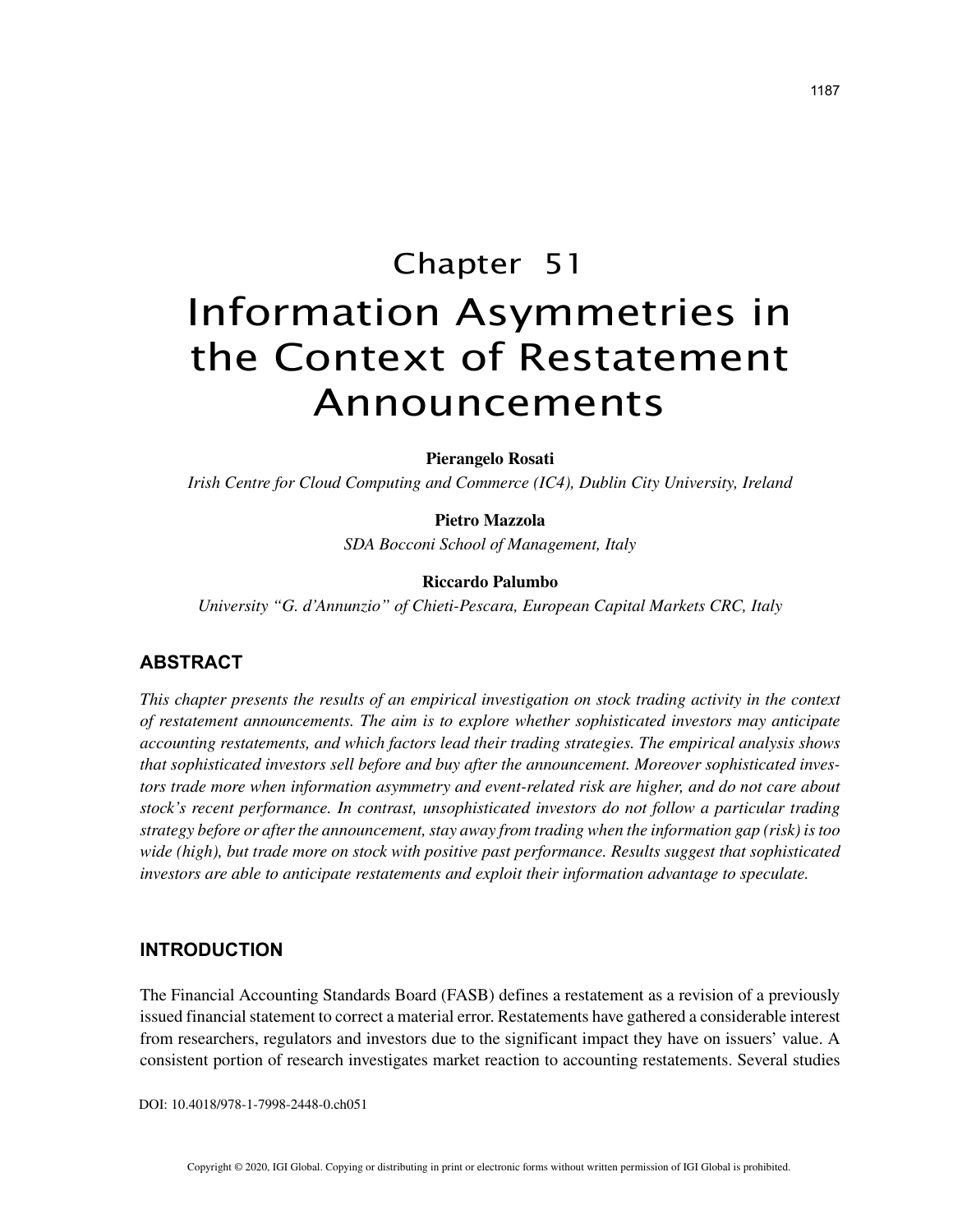# Chapter 51

# Information Asymmetries in the Context of Restatement Announcements

**Pierangelo Rosati**

*Irish Centre for Cloud Computing and Commerce (IC4), Dublin City University, Ireland*

**Pietro Mazzola**

*SDA Bocconi School of Management, Italy*

**Riccardo Palumbo**

*University "G. d'Annunzio" of Chieti-Pescara, European Capital Markets CRC, Italy*

## ABSTRACT

*This chapter presents the results of an empirical investigation on stock trading activity in the context of restatement announcements. The aim is to explore whether sophisticated investors may anticipate accounting restatements, and which factors lead their trading strategies. The empirical analysis shows that sophisticated investors sell before and buy after the announcement. Moreover sophisticated investors trade more when information asymmetry and event-related risk are higher, and do not care about stock's recent performance. In contrast, unsophisticated investors do not follow a particular trading strategy before or after the announcement, stay away from trading when the information gap (risk) is too wide (high), but trade more on stock with positive past performance. Results suggest that sophisticated investors are able to anticipate restatements and exploit their information advantage to speculate.*

## INTRODUCTION

The Financial Accounting Standards Board (FASB) defines a restatement as a revision of a previously issued financial statement to correct a material error. Restatements have gathered a considerable interest from researchers, regulators and investors due to the significant impact they have on issuers' value. A consistent portion of research investigates market reaction to accounting restatements. Several studies

DOI: 10.4018/978-1-7998-2448-0.ch051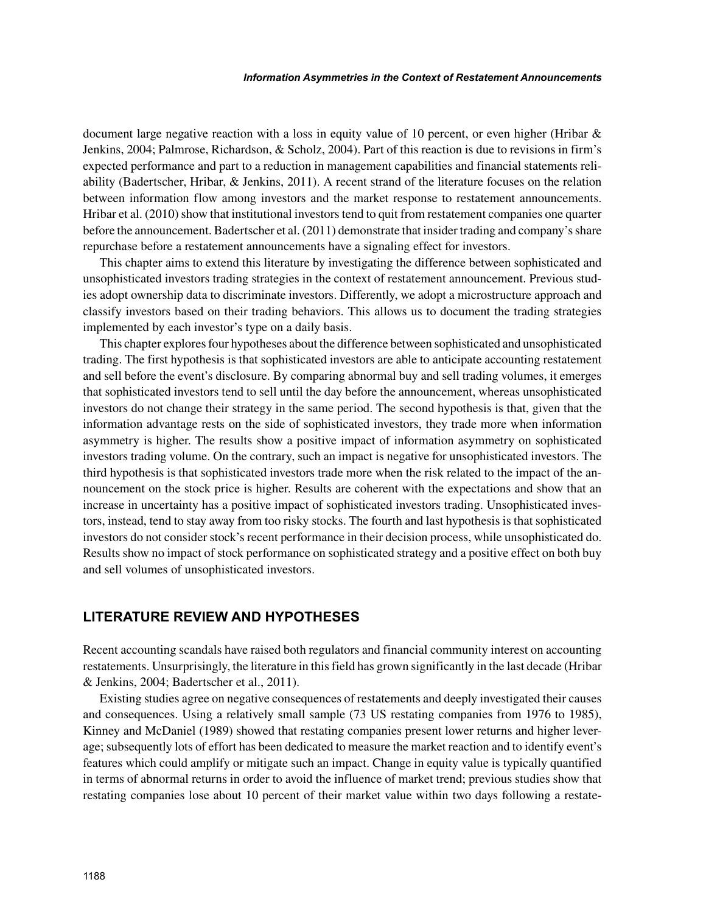document large negative reaction with a loss in equity value of 10 percent, or even higher (Hribar & Jenkins, 2004; Palmrose, Richardson, & Scholz, 2004). Part of this reaction is due to revisions in firm's expected performance and part to a reduction in management capabilities and financial statements reliability (Badertscher, Hribar, & Jenkins, 2011). A recent strand of the literature focuses on the relation between information flow among investors and the market response to restatement announcements. Hribar et al. (2010) show that institutional investors tend to quit from restatement companies one quarter before the announcement. Badertscher et al. (2011) demonstrate that insider trading and company's share repurchase before a restatement announcements have a signaling effect for investors.

This chapter aims to extend this literature by investigating the difference between sophisticated and unsophisticated investors trading strategies in the context of restatement announcement. Previous studies adopt ownership data to discriminate investors. Differently, we adopt a microstructure approach and classify investors based on their trading behaviors. This allows us to document the trading strategies implemented by each investor's type on a daily basis.

This chapter explores four hypotheses about the difference between sophisticated and unsophisticated trading. The first hypothesis is that sophisticated investors are able to anticipate accounting restatement and sell before the event's disclosure. By comparing abnormal buy and sell trading volumes, it emerges that sophisticated investors tend to sell until the day before the announcement, whereas unsophisticated investors do not change their strategy in the same period. The second hypothesis is that, given that the information advantage rests on the side of sophisticated investors, they trade more when information asymmetry is higher. The results show a positive impact of information asymmetry on sophisticated investors trading volume. On the contrary, such an impact is negative for unsophisticated investors. The third hypothesis is that sophisticated investors trade more when the risk related to the impact of the announcement on the stock price is higher. Results are coherent with the expectations and show that an increase in uncertainty has a positive impact of sophisticated investors trading. Unsophisticated investors, instead, tend to stay away from too risky stocks. The fourth and last hypothesis is that sophisticated investors do not consider stock's recent performance in their decision process, while unsophisticated do. Results show no impact of stock performance on sophisticated strategy and a positive effect on both buy and sell volumes of unsophisticated investors.

## LITERATURE REVIEW AND HYPOTHESES

Recent accounting scandals have raised both regulators and financial community interest on accounting restatements. Unsurprisingly, the literature in this field has grown significantly in the last decade (Hribar & Jenkins, 2004; Badertscher et al., 2011).

Existing studies agree on negative consequences of restatements and deeply investigated their causes and consequences. Using a relatively small sample (73 US restating companies from 1976 to 1985), Kinney and McDaniel (1989) showed that restating companies present lower returns and higher leverage; subsequently lots of effort has been dedicated to measure the market reaction and to identify event's features which could amplify or mitigate such an impact. Change in equity value is typically quantified in terms of abnormal returns in order to avoid the influence of market trend; previous studies show that restating companies lose about 10 percent of their market value within two days following a restate-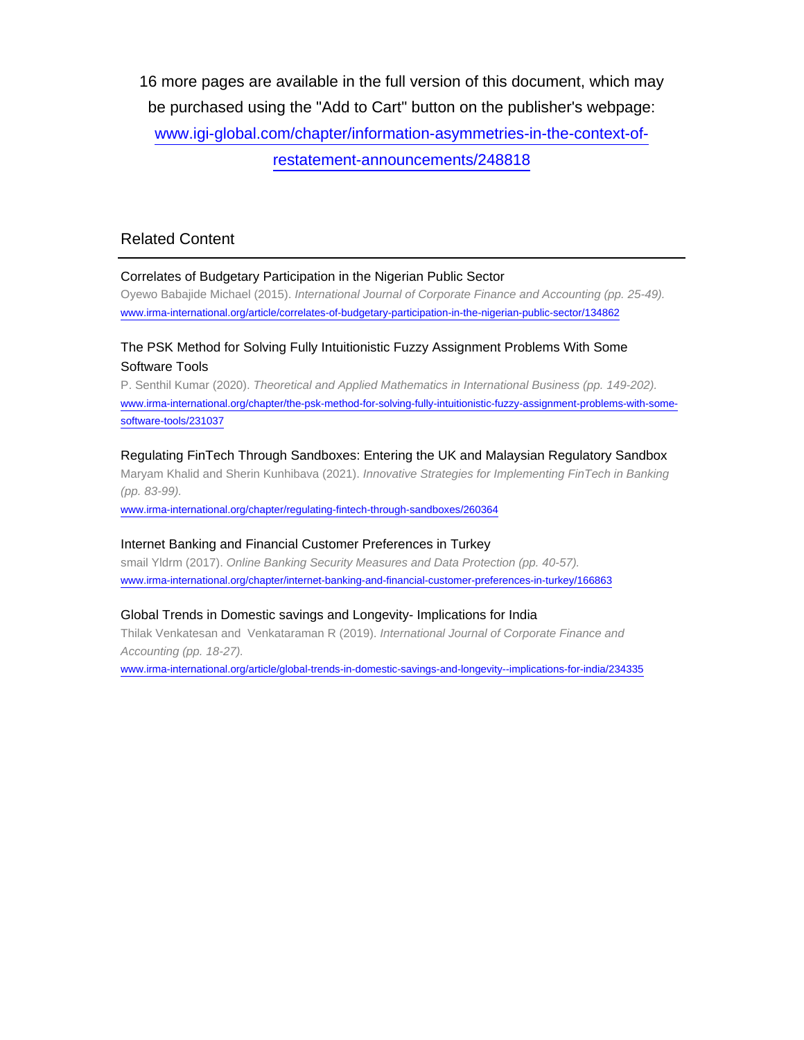16 more pages are available in the full version of this document, which may be purchased using the "Add to Cart" button on the publisher's webpage: [www.igi-global.com/chapter/information-asymmetries-in-the-context-of-restatement-announcements/248818](www.igi-global.com/chapter/information-asymmetries-in-the-context-of-restatement-announcements/248818)

## Related Content

**Correlates of Budgetary Participation in the Nigerian Public Sector**
Oyewo Babajide Michael (2015). *International Journal of Corporate Finance and Accounting (pp. 25-49).*
[www.irma-international.org/article/correlates-of-budgetary-participation-in-the-nigerian-public-sector/134862](www.irma-international.org/article/correlates-of-budgetary-participation-in-the-nigerian-public-sector/134862)

**The PSK Method for Solving Fully Intuitionistic Fuzzy Assignment Problems With Some Software Tools**
P. Senthil Kumar (2020). *Theoretical and Applied Mathematics in International Business (pp. 149-202).*
[www.irma-international.org/chapter/the-psk-method-for-solving-fully-intuitionistic-fuzzy-assignment-problems-with-some-software-tools/231037](www.irma-international.org/chapter/the-psk-method-for-solving-fully-intuitionistic-fuzzy-assignment-problems-with-some-software-tools/231037)

**Regulating FinTech Through Sandboxes: Entering the UK and Malaysian Regulatory Sandbox**
Maryam Khalid and Sherin Kunhibava (2021). *Innovative Strategies for Implementing FinTech in Banking (pp. 83-99).*
[www.irma-international.org/chapter/regulating-fintech-through-sandboxes/260364](www.irma-international.org/chapter/regulating-fintech-through-sandboxes/260364)

**Internet Banking and Financial Customer Preferences in Turkey**
smail Yldrm (2017). *Online Banking Security Measures and Data Protection (pp. 40-57).*
[www.irma-international.org/chapter/internet-banking-and-financial-customer-preferences-in-turkey/166863](www.irma-international.org/chapter/internet-banking-and-financial-customer-preferences-in-turkey/166863)

**Global Trends in Domestic savings and Longevity- Implications for India**
Thilak Venkatesan and Venkataraman R (2019). *International Journal of Corporate Finance and Accounting (pp. 18-27).*
[www.irma-international.org/article/global-trends-in-domestic-savings-and-longevity--implications-for-india/234335](www.irma-international.org/article/global-trends-in-domestic-savings-and-longevity--implications-for-india/234335)